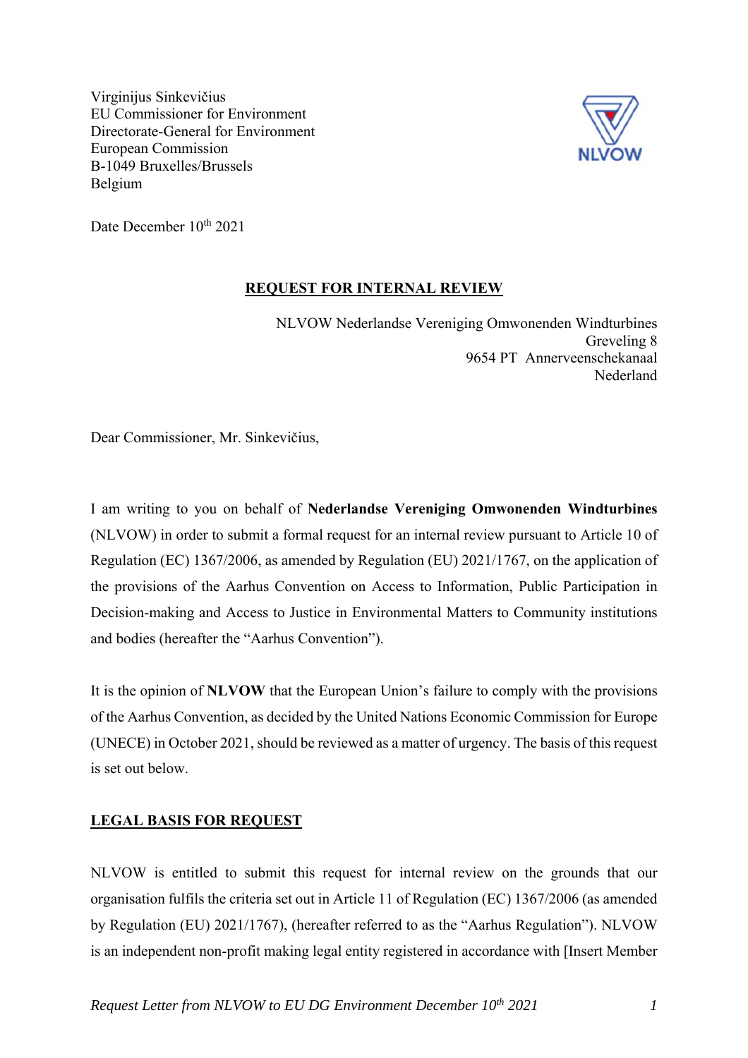Virginijus Sinkevičius
EU Commissioner for Environment
Directorate-General for Environment
European Commission
B-1049 Bruxelles/Brussels
Belgium

NLVOW

Date December 10th 2021

## REQUEST FOR INTERNAL REVIEW

NLVOW Nederlandse Vereniging Omwonenden Windturbines
Greveling 8
9654 PT Annerveenschekanaal
Nederland

Dear Commissioner, Mr. Sinkevičius,

I am writing to you on behalf of **Nederlandse Vereniging Omwonenden Windturbines** (NLVOW) in order to submit a formal request for an internal review pursuant to Article 10 of Regulation (EC) 1367/2006, as amended by Regulation (EU) 2021/1767, on the application of the provisions of the Aarhus Convention on Access to Information, Public Participation in Decision-making and Access to Justice in Environmental Matters to Community institutions and bodies (hereafter the "Aarhus Convention").

It is the opinion of **NLVOW** that the European Union's failure to comply with the provisions of the Aarhus Convention, as decided by the United Nations Economic Commission for Europe (UNECE) in October 2021, should be reviewed as a matter of urgency. The basis of this request is set out below.

## LEGAL BASIS FOR REQUEST

NLVOW is entitled to submit this request for internal review on the grounds that our organisation fulfils the criteria set out in Article 11 of Regulation (EC) 1367/2006 (as amended by Regulation (EU) 2021/1767), (hereafter referred to as the "Aarhus Regulation"). NLVOW is an independent non-profit making legal entity registered in accordance with [Insert Member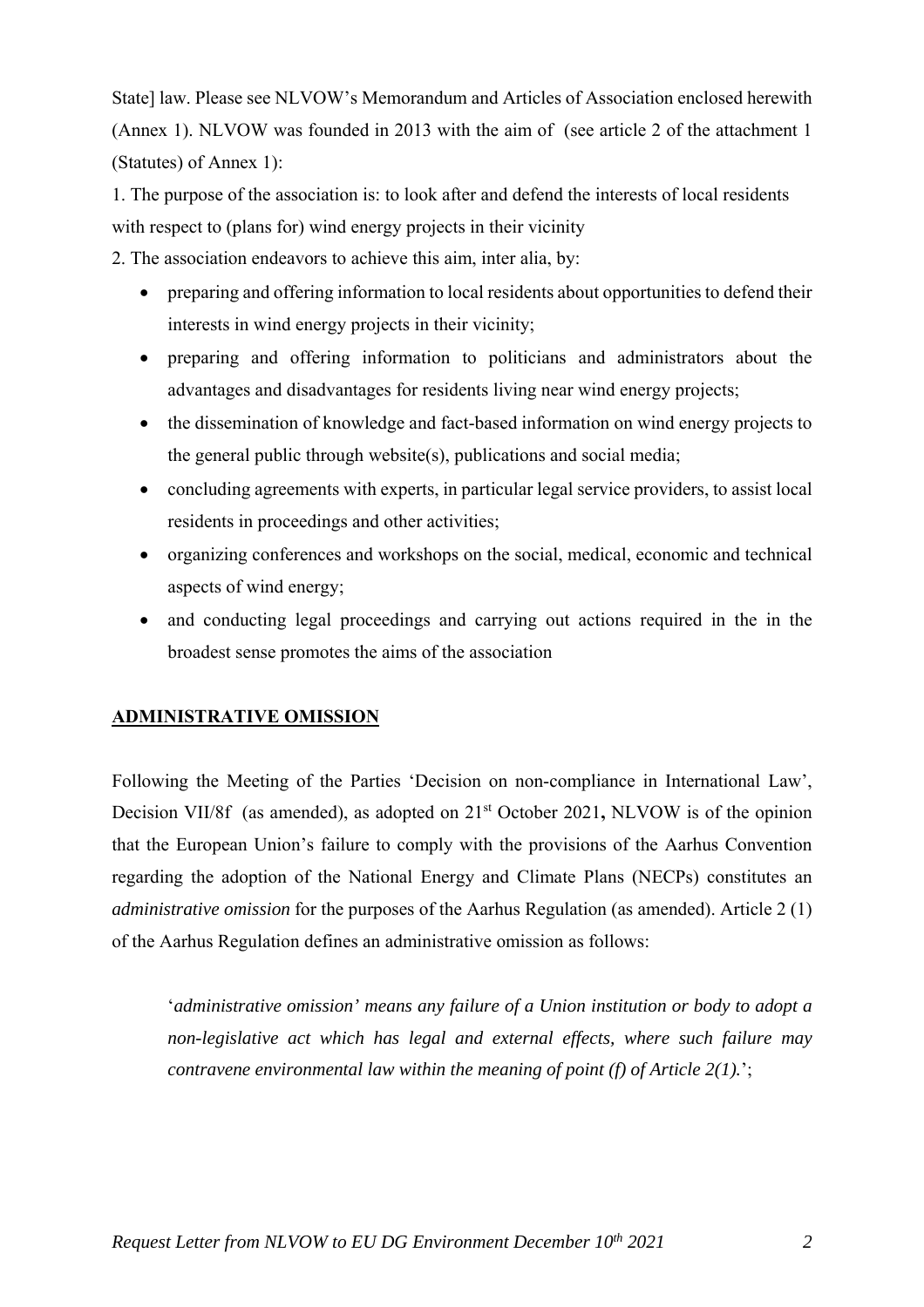State] law. Please see NLVOW's Memorandum and Articles of Association enclosed herewith (Annex 1). NLVOW was founded in 2013 with the aim of (see article 2 of the attachment 1 (Statutes) of Annex 1):

1. The purpose of the association is: to look after and defend the interests of local residents with respect to (plans for) wind energy projects in their vicinity
2. The association endeavors to achieve this aim, inter alia, by:

- preparing and offering information to local residents about opportunities to defend their interests in wind energy projects in their vicinity;
- preparing and offering information to politicians and administrators about the advantages and disadvantages for residents living near wind energy projects;
- the dissemination of knowledge and fact-based information on wind energy projects to the general public through website(s), publications and social media;
- concluding agreements with experts, in particular legal service providers, to assist local residents in proceedings and other activities;
- organizing conferences and workshops on the social, medical, economic and technical aspects of wind energy;
- and conducting legal proceedings and carrying out actions required in the in the broadest sense promotes the aims of the association

## ADMINISTRATIVE OMISSION

Following the Meeting of the Parties 'Decision on non-compliance in International Law', Decision VII/8f (as amended), as adopted on 21st October 2021**,** NLVOW is of the opinion that the European Union's failure to comply with the provisions of the Aarhus Convention regarding the adoption of the National Energy and Climate Plans (NECPs) constitutes an *administrative omission* for the purposes of the Aarhus Regulation (as amended). Article 2 (1) of the Aarhus Regulation defines an administrative omission as follows:

> '*administrative omission' means any failure of a Union institution or body to adopt a non-legislative act which has legal and external effects, where such failure may contravene environmental law within the meaning of point (f) of Article 2(1).*';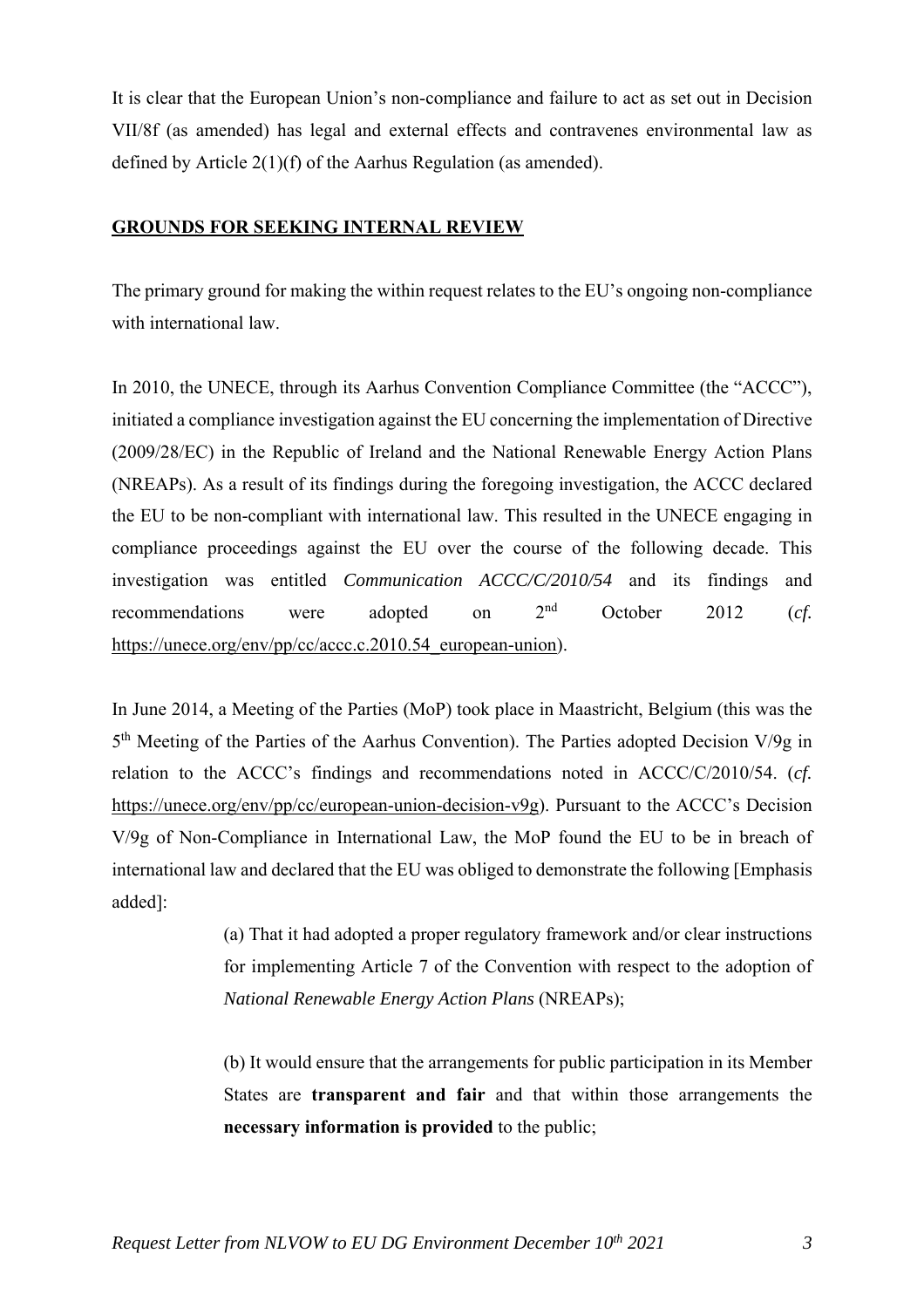It is clear that the European Union's non-compliance and failure to act as set out in Decision VII/8f (as amended) has legal and external effects and contravenes environmental law as defined by Article 2(1)(f) of the Aarhus Regulation (as amended).

## GROUNDS FOR SEEKING INTERNAL REVIEW

The primary ground for making the within request relates to the EU's ongoing non-compliance with international law.

In 2010, the UNECE, through its Aarhus Convention Compliance Committee (the "ACCC"), initiated a compliance investigation against the EU concerning the implementation of Directive (2009/28/EC) in the Republic of Ireland and the National Renewable Energy Action Plans (NREAPs). As a result of its findings during the foregoing investigation, the ACCC declared the EU to be non-compliant with international law. This resulted in the UNECE engaging in compliance proceedings against the EU over the course of the following decade. This investigation was entitled *Communication ACCC/C/2010/54* and its findings and recommendations were adopted on 2nd October 2012 (*cf.* https://unece.org/env/pp/cc/accc.c.2010.54_european-union).

In June 2014, a Meeting of the Parties (MoP) took place in Maastricht, Belgium (this was the 5th Meeting of the Parties of the Aarhus Convention). The Parties adopted Decision V/9g in relation to the ACCC's findings and recommendations noted in ACCC/C/2010/54. (*cf.* https://unece.org/env/pp/cc/european-union-decision-v9g). Pursuant to the ACCC's Decision V/9g of Non-Compliance in International Law, the MoP found the EU to be in breach of international law and declared that the EU was obliged to demonstrate the following [Emphasis added]:

> (a) That it had adopted a proper regulatory framework and/or clear instructions for implementing Article 7 of the Convention with respect to the adoption of *National Renewable Energy Action Plans* (NREAPs);
>
> (b) It would ensure that the arrangements for public participation in its Member States are **transparent and fair** and that within those arrangements the **necessary information is provided** to the public;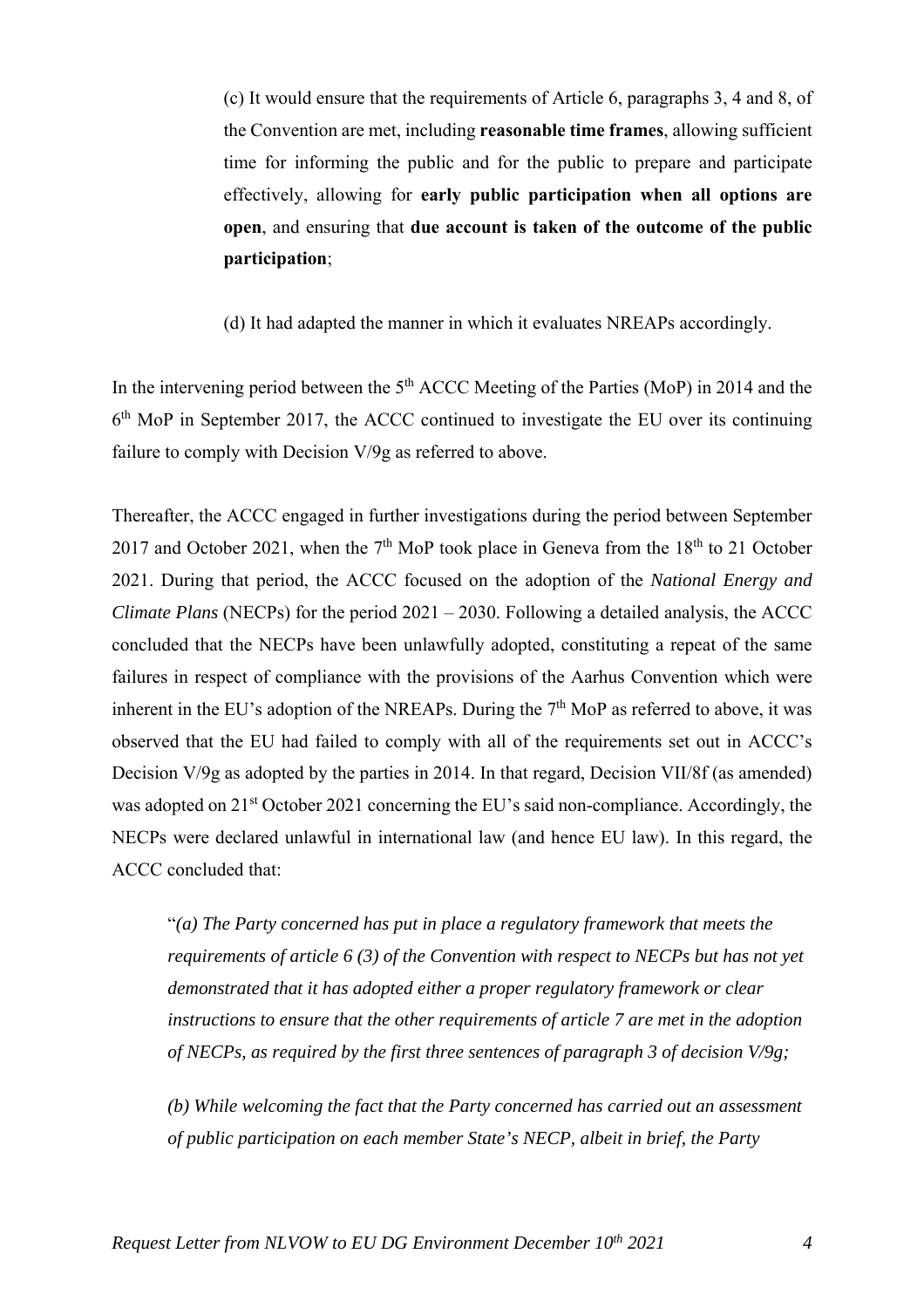(c) It would ensure that the requirements of Article 6, paragraphs 3, 4 and 8, of the Convention are met, including **reasonable time frames**, allowing sufficient time for informing the public and for the public to prepare and participate effectively, allowing for **early public participation when all options are open**, and ensuring that **due account is taken of the outcome of the public participation**;

(d) It had adapted the manner in which it evaluates NREAPs accordingly.

In the intervening period between the 5th ACCC Meeting of the Parties (MoP) in 2014 and the 6th MoP in September 2017, the ACCC continued to investigate the EU over its continuing failure to comply with Decision V/9g as referred to above.

Thereafter, the ACCC engaged in further investigations during the period between September 2017 and October 2021, when the 7th MoP took place in Geneva from the 18th to 21 October 2021. During that period, the ACCC focused on the adoption of the *National Energy and Climate Plans* (NECPs) for the period 2021 – 2030. Following a detailed analysis, the ACCC concluded that the NECPs have been unlawfully adopted, constituting a repeat of the same failures in respect of compliance with the provisions of the Aarhus Convention which were inherent in the EU's adoption of the NREAPs. During the 7th MoP as referred to above, it was observed that the EU had failed to comply with all of the requirements set out in ACCC's Decision V/9g as adopted by the parties in 2014. In that regard, Decision VII/8f (as amended) was adopted on 21st October 2021 concerning the EU's said non-compliance. Accordingly, the NECPs were declared unlawful in international law (and hence EU law). In this regard, the ACCC concluded that:

"*(a) The Party concerned has put in place a regulatory framework that meets the requirements of article 6 (3) of the Convention with respect to NECPs but has not yet demonstrated that it has adopted either a proper regulatory framework or clear instructions to ensure that the other requirements of article 7 are met in the adoption of NECPs, as required by the first three sentences of paragraph 3 of decision V/9g;*

*(b) While welcoming the fact that the Party concerned has carried out an assessment of public participation on each member State's NECP, albeit in brief, the Party*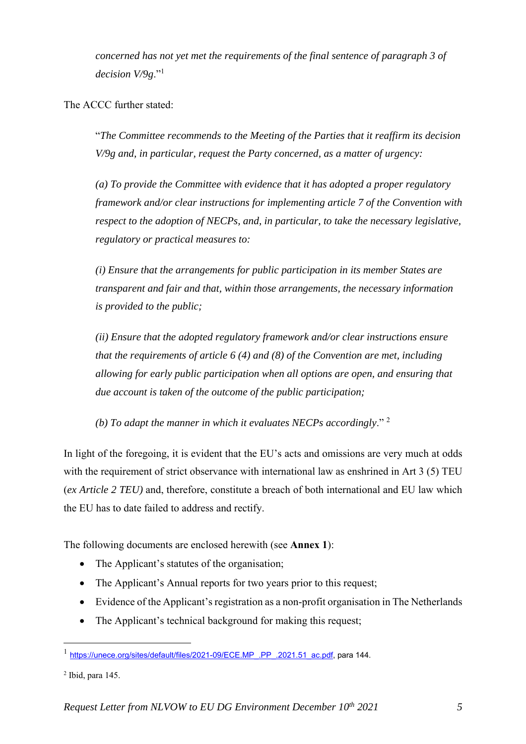*concerned has not yet met the requirements of the final sentence of paragraph 3 of decision V/9g*."[1]

The ACCC further stated:

> "*The Committee recommends to the Meeting of the Parties that it reaffirm its decision V/9g and, in particular, request the Party concerned, as a matter of urgency:*
>
> *(a) To provide the Committee with evidence that it has adopted a proper regulatory framework and/or clear instructions for implementing article 7 of the Convention with respect to the adoption of NECPs, and, in particular, to take the necessary legislative, regulatory or practical measures to:*
>
> *(i) Ensure that the arrangements for public participation in its member States are transparent and fair and that, within those arrangements, the necessary information is provided to the public;*
>
> *(ii) Ensure that the adopted regulatory framework and/or clear instructions ensure that the requirements of article 6 (4) and (8) of the Convention are met, including allowing for early public participation when all options are open, and ensuring that due account is taken of the outcome of the public participation;*
>
> *(b) To adapt the manner in which evaluates NECPs accordingly*." [2]

In light of the foregoing, it is evident that the EU's acts and omissions are very much at odds with the requirement of strict observance with international law as enshrined in Art 3 (5) TEU (*ex Article 2 TEU)* and, therefore, constitute a breach of both international and EU law which the EU has to date failed to address and rectify.

The following documents are enclosed herewith (see **Annex 1**):

- The Applicant's statutes of the organisation;
- The Applicant's Annual reports for two years prior to this request;
- Evidence of the Applicant's registration as a non-profit organisation in The Netherlands
- The Applicant's technical background for making this request;

---

[1] https://unece.org/sites/default/files/2021-09/ECE.MP_.PP_.2021.51_ac.pdf, para 144.

[2] Ibid, para 145.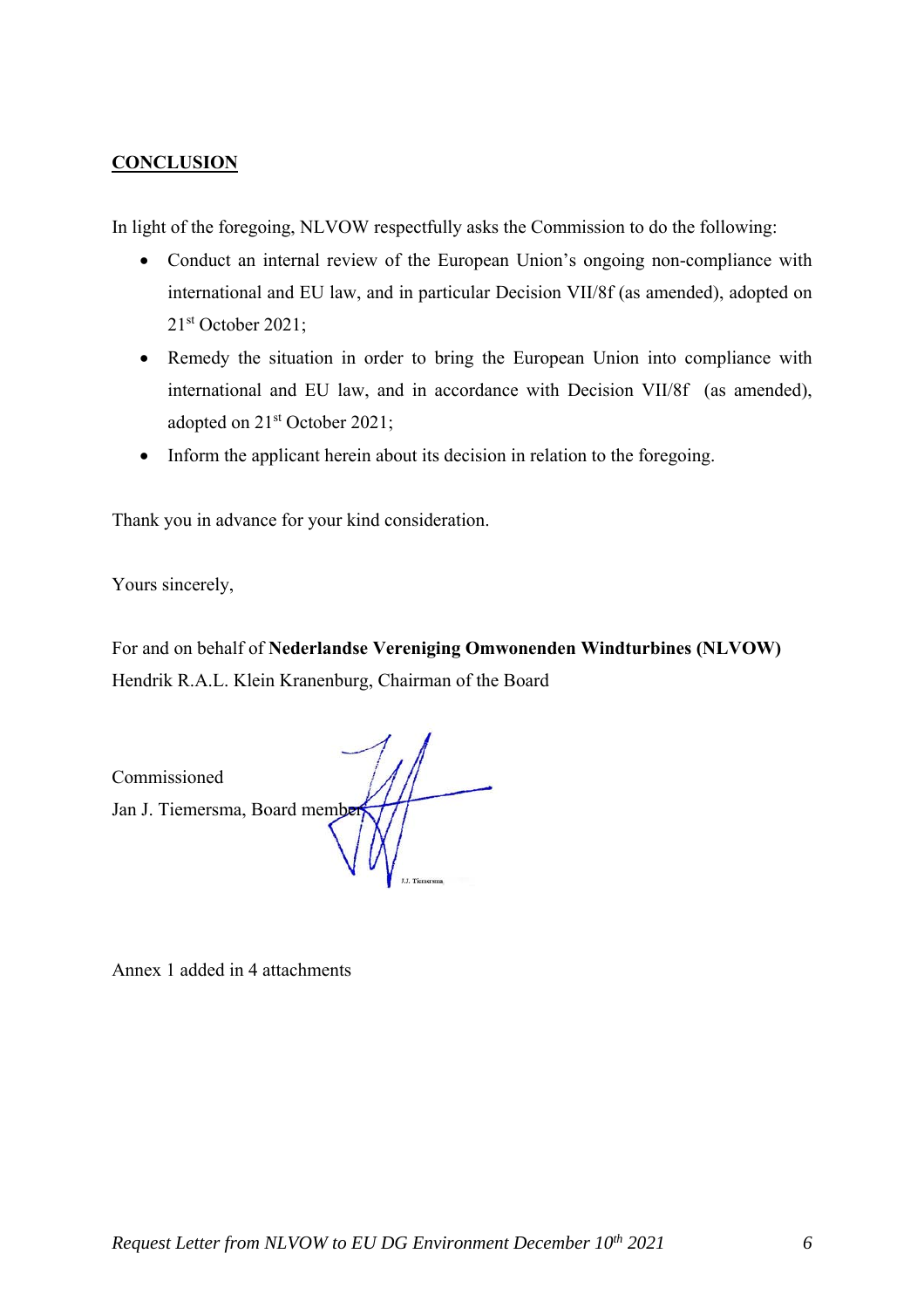## CONCLUSION

In light of the foregoing, NLVOW respectfully asks the Commission to do the following:

- Conduct an internal review of the European Union's ongoing non-compliance with international and EU law, and in particular Decision VII/8f (as amended), adopted on 21st October 2021;
- Remedy the situation in order to bring the European Union into compliance with international and EU law, and in accordance with Decision VII/8f (as amended), adopted on 21st October 2021;
- Inform the applicant herein about its decision in relation to the foregoing.

Thank you in advance for your kind consideration.

Yours sincerely,

For and on behalf of **Nederlandse Vereniging Omwonenden Windturbines (NLVOW)**
Hendrik R.A.L. Klein Kranenburg, Chairman of the Board

Commissioned
Jan J. Tiemersma, Board member

J.J. Tiemersma

Annex 1 added in 4 attachments